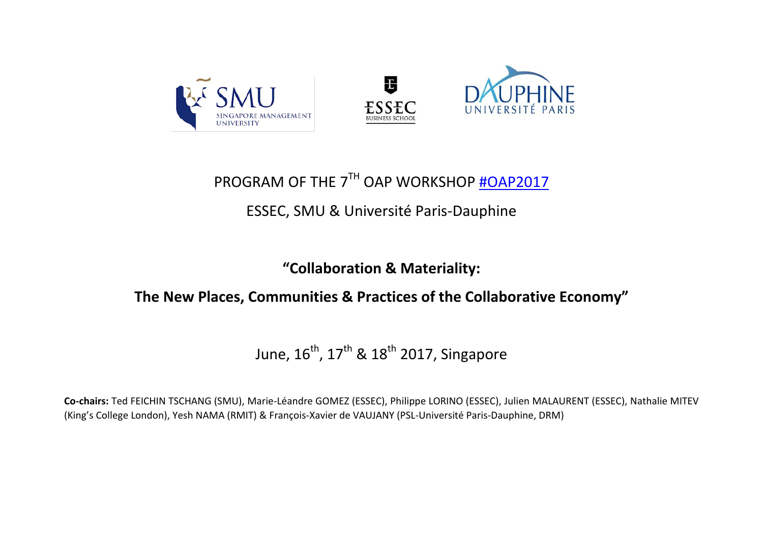# PROGRAM OF THE 7TH OAP WORKSHOP #OAP2017

ESSEC, SMU & Université Paris-Dauphine

## "Collaboration & Materiality: The New Places, Communities & Practices of the Collaborative Economy"

June, 16th, 17th & 18th 2017, Singapore

**Co-chairs:** Ted FEICHIN TSCHANG (SMU), Marie-Léandre GOMEZ (ESSEC), Philippe LORINO (ESSEC), Julien MALAURENT (ESSEC), Nathalie MITEV (King's College London), Yesh NAMA (RMIT) & François-Xavier de VAUJANY (PSL-Université Paris-Dauphine, DRM)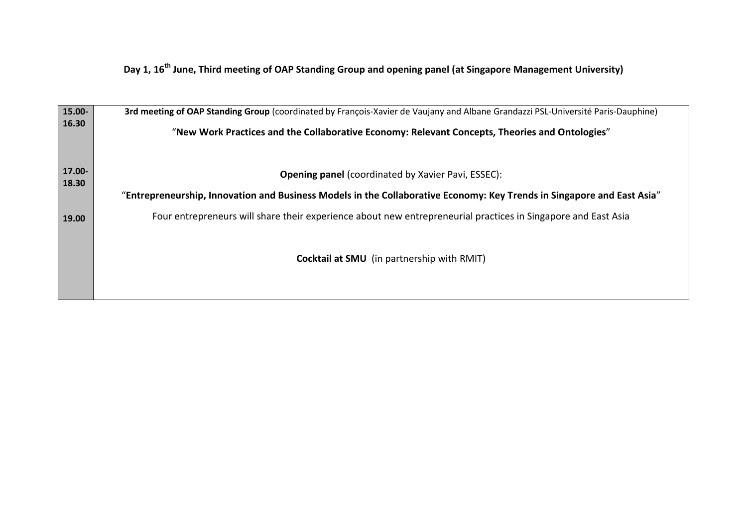**Day 1, 16th June, Third meeting of OAP Standing Group and opening panel (at Singapore Management University)**

| | |
|---|---|
| **15.00-16.30** | **3rd meeting of OAP Standing Group** (coordinated by François-Xavier de Vaujany and Albane Grandazzi PSL-Université Paris-Dauphine)<br><br>"**New Work Practices and the Collaborative Economy: Relevant Concepts, Theories and Ontologies**" |
| **17.00-18.30** | **Opening panel** (coordinated by Xavier Pavi, ESSEC):<br><br>"**Entrepreneurship, Innovation and Business Models in the Collaborative Economy: Key Trends in Singapore and East Asia**"<br><br>Four entrepreneurs will share their experience about new entrepreneurial practices in Singapore and East Asia |
| **19.00** | **Cocktail at SMU** (in partnership with RMIT) |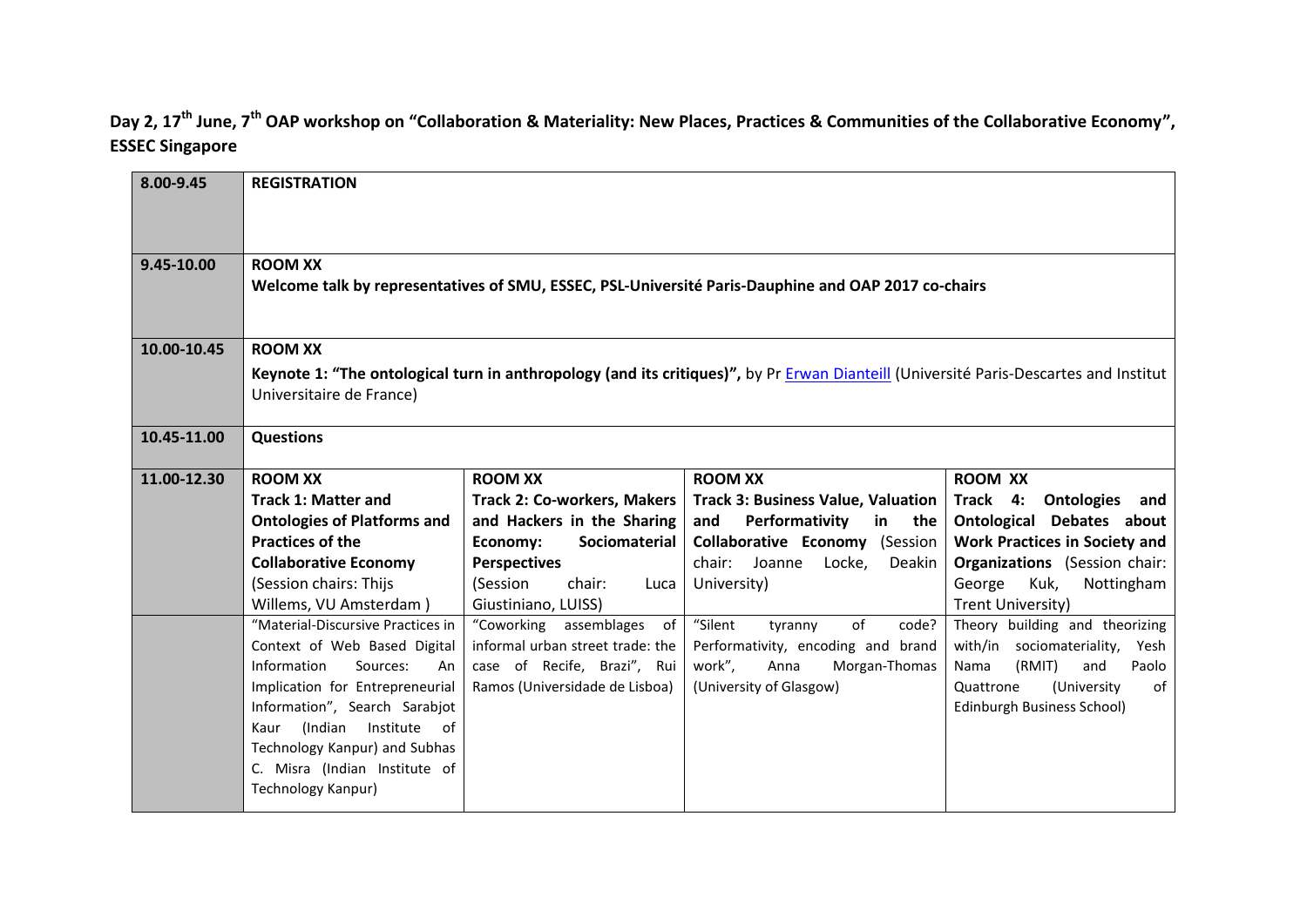**Day 2, 17th June, 7th OAP workshop on "Collaboration & Materiality: New Places, Practices & Communities of the Collaborative Economy", ESSEC Singapore**

| | | | | |
|---|---|---|---|---|
| **8.00-9.45** | **REGISTRATION** | | | |
| **9.45-10.00** | **ROOM XX**<br>**Welcome talk by representatives of SMU, ESSEC, PSL-Université Paris-Dauphine and OAP 2017 co-chairs** | | | |
| **10.00-10.45** | **ROOM XX**<br>**Keynote 1: "The ontological turn in anthropology (and its critiques)",** by Pr Erwan Dianteill (Université Paris-Descartes and Institut Universitaire de France) | | | |
| **10.45-11.00** | **Questions** | | | |
| **11.00-12.30** | **ROOM XX**<br>**Track 1: Matter and Ontologies of Platforms and Practices of the Collaborative Economy**<br>(Session chairs: Thijs Willems, VU Amsterdam ) | **ROOM XX**<br>**Track 2: Co-workers, Makers and Hackers in the Sharing Economy: Sociomaterial Perspectives**<br>(Session chair: Luca Giustiniano, LUISS) | **ROOM XX**<br>**Track 3: Business Value, Valuation and Performativity in the Collaborative Economy** (Session chair: Joanne Locke, Deakin University) | **ROOM XX**<br>**Track 4: Ontologies and Ontological Debates about Work Practices in Society and Organizations** (Session chair: George Kuk, Nottingham Trent University) |
| | "Material-Discursive Practices in Context of Web Based Digital Information Sources: An Implication for Entrepreneurial Information", Search Sarabjot Kaur (Indian Institute of Technology Kanpur) and Subhas C. Misra (Indian Institute of Technology Kanpur) | "Coworking assemblages of informal urban street trade: the case of Recife, Brazi", Rui Ramos (Universidade de Lisboa) | "Silent tyranny of code? Performativity, encoding and brand work", Anna Morgan-Thomas (University of Glasgow) | Theory building and theorizing with/in sociomateriality, Yesh Nama (RMIT) and Paolo Quattrone (University of Edinburgh Business School) |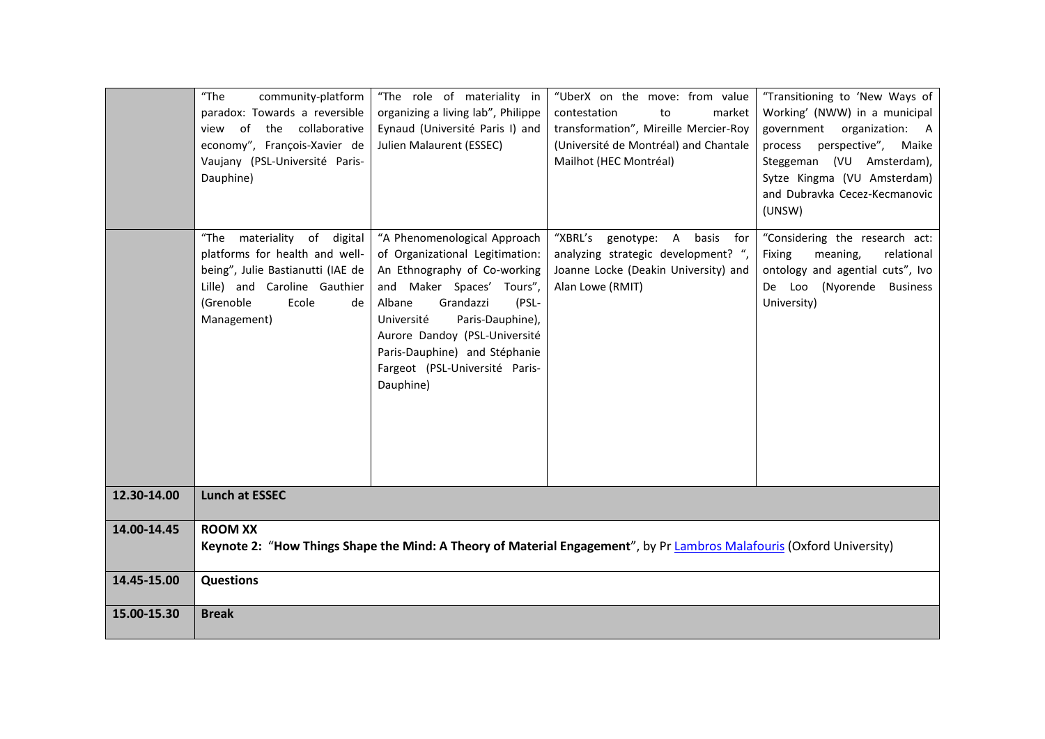| | | | | |
|---|---|---|---|---|
| | "The community-platform paradox: Towards a reversible view of the collaborative economy", François-Xavier de Vaujany (PSL-Université Paris-Dauphine) | "The role of materiality in organizing a living lab", Philippe Eynaud (Université Paris I) and Julien Malaurent (ESSEC) | "UberX on the move: from value contestation to market transformation", Mireille Mercier-Roy (Université de Montréal) and Chantale Mailhot (HEC Montréal) | "Transitioning to 'New Ways of Working' (NWW) in a municipal government organization: A process perspective", Maike Steggeman (VU Amsterdam), Sytze Kingma (VU Amsterdam) and Dubravka Cecez-Kecmanovic (UNSW) |
| | "The materiality of digital platforms for health and well-being", Julie Bastianutti (IAE de Lille) and Caroline Gauthier (Grenoble Ecole de Management) | "A Phenomenological Approach of Organizational Legitimation: An Ethnography of Co-working and Maker Spaces' Tours", Albane Grandazzi (PSL-Université Paris-Dauphine), Aurore Dandoy (PSL-Université Paris-Dauphine) and Stéphanie Fargeot (PSL-Université Paris-Dauphine) | "XBRL's genotype: A basis for analyzing strategic development? ", Joanne Locke (Deakin University) and Alan Lowe (RMIT) | "Considering the research act: Fixing meaning, relational ontology and agential cuts", Ivo De Loo (Nyorende Business University) |
| **12.30-14.00** | **Lunch at ESSEC** | | | |
| **14.00-14.45** | **ROOM XX**<br>**Keynote 2: "How Things Shape the Mind: A Theory of Material Engagement"**, by Pr Lambros Malafouris (Oxford University) | | | |
| **14.45-15.00** | **Questions** | | | |
| **15.00-15.30** | **Break** | | | |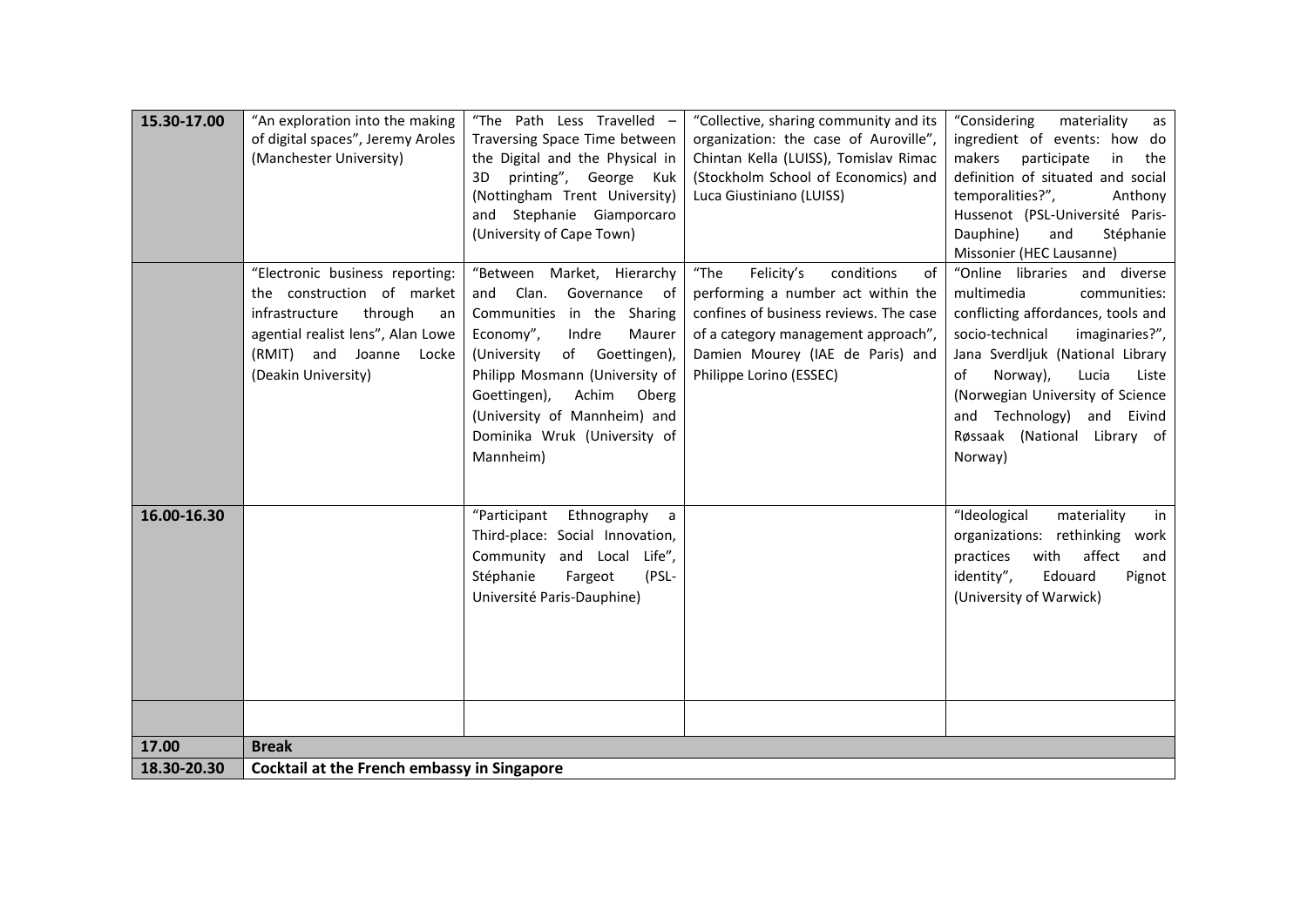| 15.30-17.00 | "An exploration into the making of digital spaces", Jeremy Aroles (Manchester University) | "The Path Less Travelled – Traversing Space Time between the Digital and the Physical in 3D printing", George Kuk (Nottingham Trent University) and Stephanie Giamporcaro (University of Cape Town) | "Collective, sharing community and its organization: the case of Auroville", Chintan Kella (LUISS), Tomislav Rimac (Stockholm School of Economics) and Luca Giustiniano (LUISS) | "Considering materiality as ingredient of events: how do makers participate in the definition of situated and social temporalities?", Anthony Hussenot (PSL-Université Paris-Dauphine) and Stéphanie Missonier (HEC Lausanne) |
|---|---|---|---|---|
| | "Electronic business reporting: the construction of market infrastructure through an agential realist lens", Alan Lowe (RMIT) and Joanne Locke (Deakin University) | "Between Market, Hierarchy and Clan. Governance of Communities in the Sharing Economy", Indre Maurer (University of Goettingen), Philipp Mosmann (University of Goettingen), Achim Oberg (University of Mannheim) and Dominika Wruk (University of Mannheim) | "The Felicity's conditions of performing a number act within the confines of business reviews. The case of a category management approach", Damien Mourey (IAE de Paris) and Philippe Lorino (ESSEC) | "Online libraries and diverse multimedia communities: conflicting affordances, tools and socio-technical imaginaries?", Jana Sverdljuk (National Library of Norway), Lucia Liste (Norwegian University of Science and Technology) and Eivind Røssaak (National Library of Norway) |
| 16.00-16.30 | | "Participant Ethnography a Third-place: Social Innovation, Community and Local Life", Stéphanie Fargeot (PSL-Université Paris-Dauphine) | | "Ideological materiality in organizations: rethinking work practices with affect and identity", Edouard Pignot (University of Warwick) |
| | | | | |
| 17.00 | **Break** | | | |
| 18.30-20.30 | **Cocktail at the French embassy in Singapore** | | | |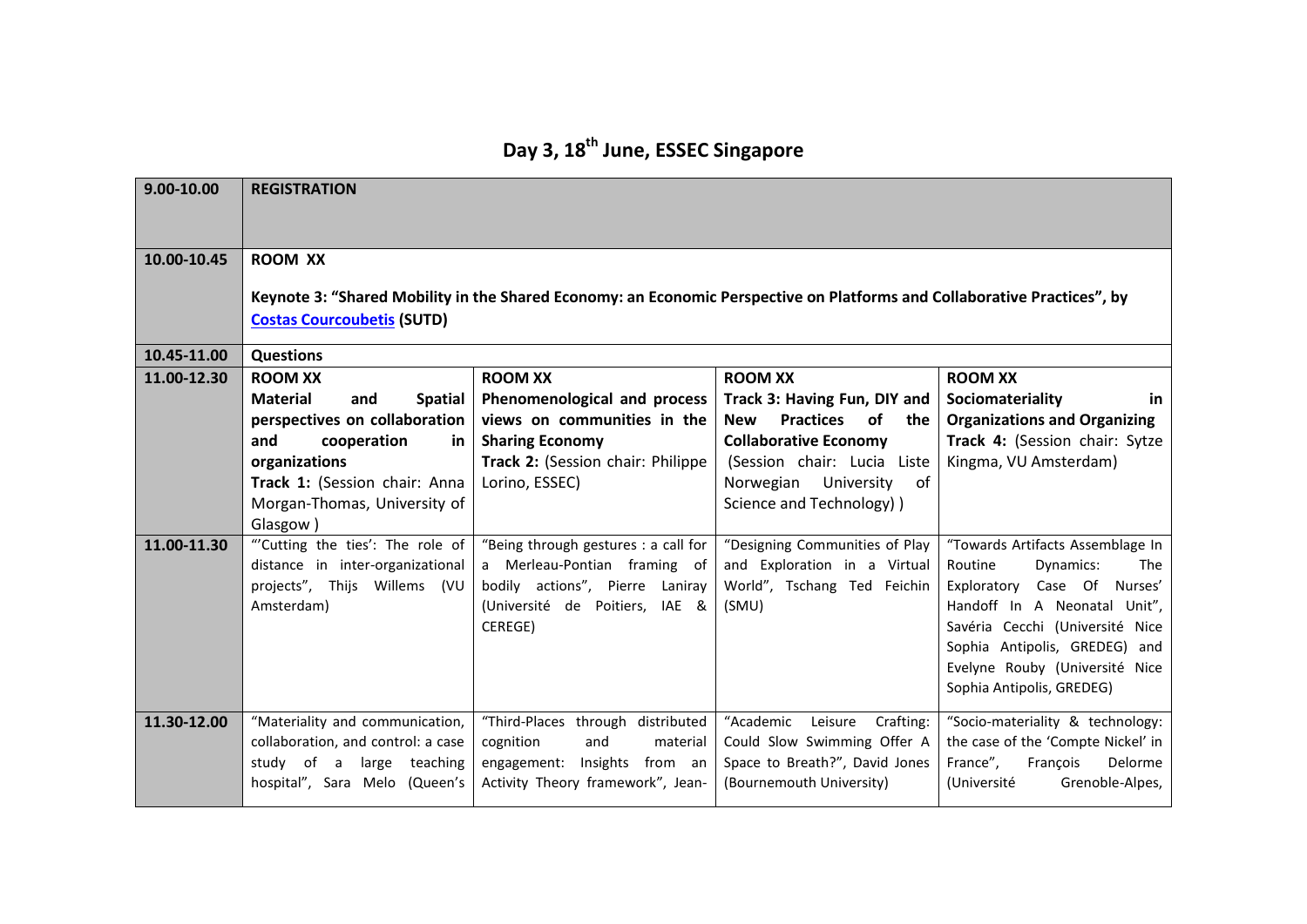# Day 3, 18th June, ESSEC Singapore

| | | | | |
|---|---|---|---|---|
| **9.00-10.00** | **REGISTRATION** | | | |
| **10.00-10.45** | **ROOM XX**<br><br>**Keynote 3: "Shared Mobility in the Shared Economy: an Economic Perspective on Platforms and Collaborative Practices", by Costas Courcoubetis (SUTD)** | | | |
| **10.45-11.00** | **Questions** | | | |
| **11.00-12.30** | **ROOM XX**<br>**Material and Spatial perspectives on collaboration and cooperation in organizations**<br>**Track 1:** (Session chair: Anna Morgan-Thomas, University of Glasgow ) | **ROOM XX**<br>**Phenomenological and process views on communities in the Sharing Economy**<br>**Track 2:** (Session chair: Philippe Lorino, ESSEC) | **ROOM XX**<br>**Track 3: Having Fun, DIY and New Practices of the Collaborative Economy**<br>(Session chair: Lucia Liste Norwegian University of Science and Technology) ) | **ROOM XX**<br>**Sociomateriality in Organizations and Organizing**<br>**Track 4:** (Session chair: Sytze Kingma, VU Amsterdam) |
| **11.00-11.30** | "'Cutting the ties': The role of distance in inter-organizational projects", Thijs Willems (VU Amsterdam) | "Being through gestures : a call for a Merleau-Pontian framing of bodily actions", Pierre Laniray (Université de Poitiers, IAE & CEREGE) | "Designing Communities of Play and Exploration in a Virtual World", Tschang Ted Feichin (SMU) | "Towards Artifacts Assemblage In Routine Dynamics: The Exploratory Case Of Nurses' Handoff In A Neonatal Unit", Savéria Cecchi (Université Nice Sophia Antipolis, GREDEG) and Evelyne Rouby (Université Nice Sophia Antipolis, GREDEG) |
| **11.30-12.00** | "Materiality and communication, collaboration, and control: a case study of a large teaching hospital", Sara Melo (Queen's | "Third-Places through distributed cognition and material engagement: Insights from an Activity Theory framework", Jean- | "Academic Leisure Crafting: Could Slow Swimming Offer A Space to Breath?", David Jones (Bournemouth University) | "Socio-materiality & technology: the case of the 'Compte Nickel' in France", François Delorme (Université Grenoble-Alpes, |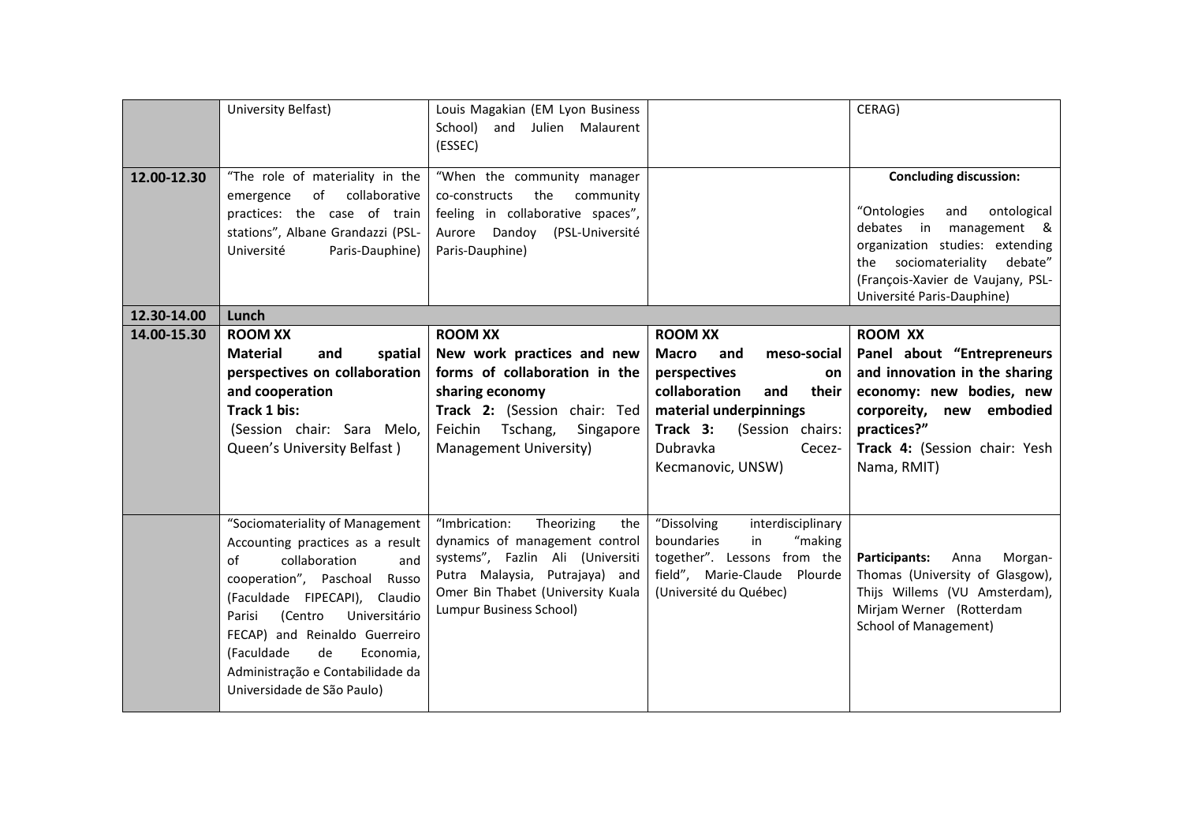| | | | | |
|---|---|---|---|---|
| | University Belfast) | Louis Magakian (EM Lyon Business School) and Julien Malaurent (ESSEC) | | CERAG) |
| **12.00-12.30** | "The role of materiality in the emergence of collaborative practices: the case of train stations", Albane Grandazzi (PSL-Université Paris-Dauphine) | "When the community manager co-constructs the community feeling in collaborative spaces", Aurore Dandoy (PSL-Université Paris-Dauphine) | | **Concluding discussion:**<br><br>"Ontologies and ontological debates in management & organization studies: extending the sociomateriality debate" (François-Xavier de Vaujany, PSL-Université Paris-Dauphine) |
| **12.30-14.00** | **Lunch** | | | |
| **14.00-15.30** | **ROOM XX**<br>**Material and spatial perspectives on collaboration and cooperation**<br>**Track 1 bis:**<br>(Session chair: Sara Melo, Queen's University Belfast ) | **ROOM XX**<br>**New work practices and new forms of collaboration in the sharing economy**<br>**Track 2:** (Session chair: Ted Feichin Tschang, Singapore Management University) | **ROOM XX**<br>**Macro and meso-social perspectives on collaboration and their material underpinnings**<br>**Track 3:** (Session chairs: Dubravka Cecez-Kecmanovic, UNSW) | **ROOM XX**<br>**Panel about "Entrepreneurs and innovation in the sharing economy: new bodies, new corporeity, new embodied practices?"**<br>**Track 4:** (Session chair: Yesh Nama, RMIT) |
| | "Sociomateriality of Management Accounting practices as a result of collaboration and cooperation", Paschoal Russo (Faculdade FIPECAPI), Claudio Parisi (Centro Universitário FECAP) and Reinaldo Guerreiro (Faculdade de Economia, Administração e Contabilidade da Universidade de São Paulo) | "Imbrication: Theorizing the dynamics of management control systems", Fazlin Ali (Universiti Putra Malaysia, Putrajaya) and Omer Bin Thabet (University Kuala Lumpur Business School) | "Dissolving interdisciplinary boundaries in "making together". Lessons from the field", Marie-Claude Plourde (Université du Québec) | **Participants:** Anna Morgan-Thomas (University of Glasgow), Thijs Willems (VU Amsterdam), Mirjam Werner (Rotterdam School of Management) |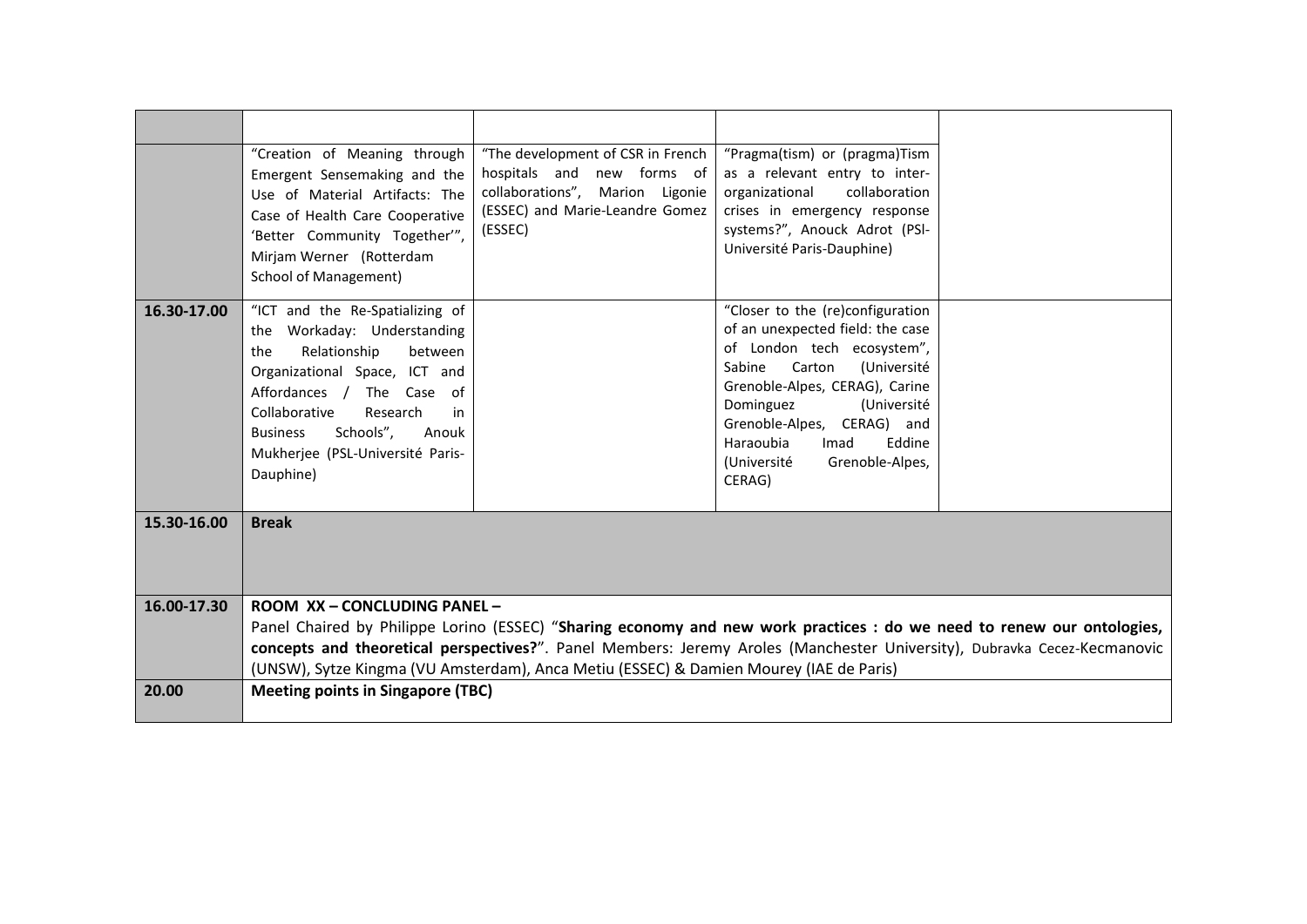| | | | | |
|---|---|---|---|---|
| | | | | |
| | "Creation of Meaning through Emergent Sensemaking and the Use of Material Artifacts: The Case of Health Care Cooperative 'Better Community Together'", Mirjam Werner (Rotterdam School of Management) | "The development of CSR in French hospitals and new forms of collaborations", Marion Ligonie (ESSEC) and Marie-Leandre Gomez (ESSEC) | "Pragma(tism) or (pragma)Tism as a relevant entry to inter-organizational collaboration crises in emergency response systems?", Anouck Adrot (PSl-Université Paris-Dauphine) | |
| **16.30-17.00** | "ICT and the Re-Spatializing of the Workaday: Understanding the Relationship between Organizational Space, ICT and Affordances / The Case of Collaborative Research in Business Schools", Anouk Mukherjee (PSL-Université Paris-Dauphine) | | "Closer to the (re)configuration of an unexpected field: the case of London tech ecosystem", Sabine Carton (Université Grenoble-Alpes, CERAG), Carine Dominguez (Université Grenoble-Alpes, CERAG) and Haraoubia Imad Eddine (Université Grenoble-Alpes, CERAG) | |
| **15.30-16.00** | **Break** | | | |
| **16.00-17.30** | **ROOM XX – CONCLUDING PANEL –** Panel Chaired by Philippe Lorino (ESSEC) "**Sharing economy and new work practices : do we need to renew our ontologies, concepts and theoretical perspectives?**". Panel Members: Jeremy Aroles (Manchester University), Dubravka Cecez-Kecmanovic (UNSW), Sytze Kingma (VU Amsterdam), Anca Metiu (ESSEC) & Damien Mourey (IAE de Paris) | | | |
| **20.00** | **Meeting points in Singapore (TBC)** | | | |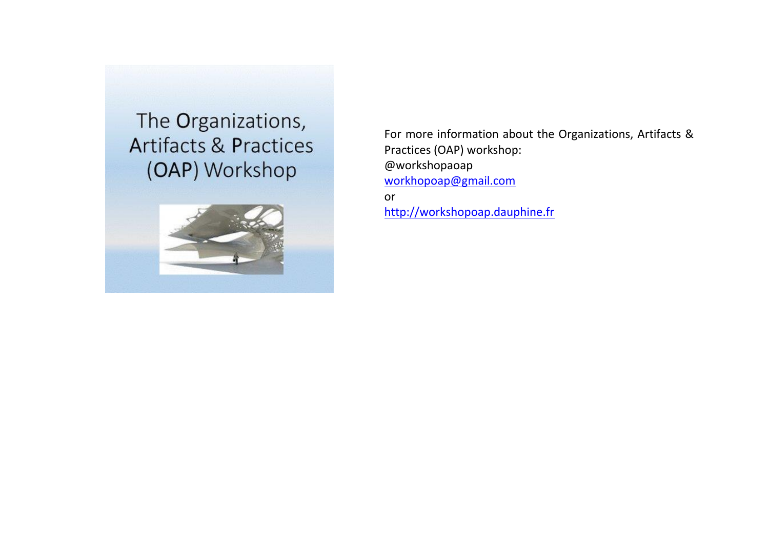The Organizations, Artifacts & Practices (OAP) Workshop

For more information about the Organizations, Artifacts & Practices (OAP) workshop:
@workshopaoap
workhopoap@gmail.com
or
http://workshopoap.dauphine.fr